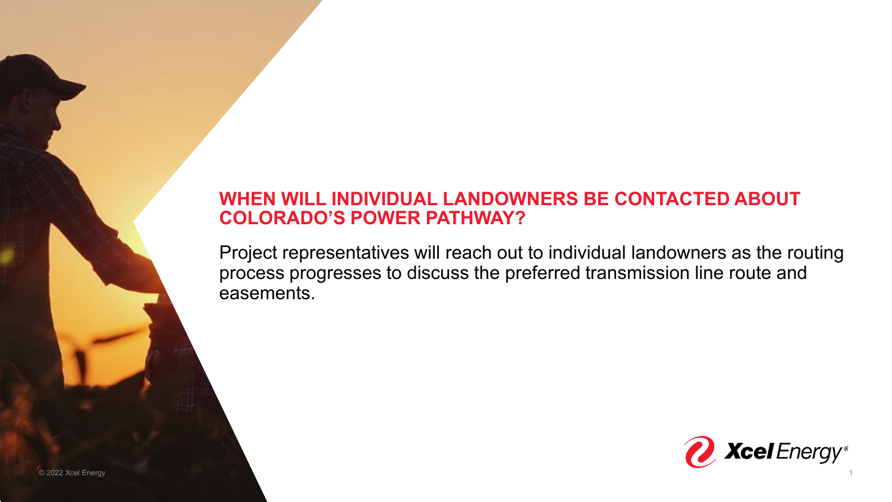## WHEN WILL INDIVIDUAL LANDOWNERS BE CONTACTED ABOUT COLORADO'S POWER PATHWAY?

Project representatives will reach out to individual landowners as the routing process progresses to discuss the preferred transmission line route and easements.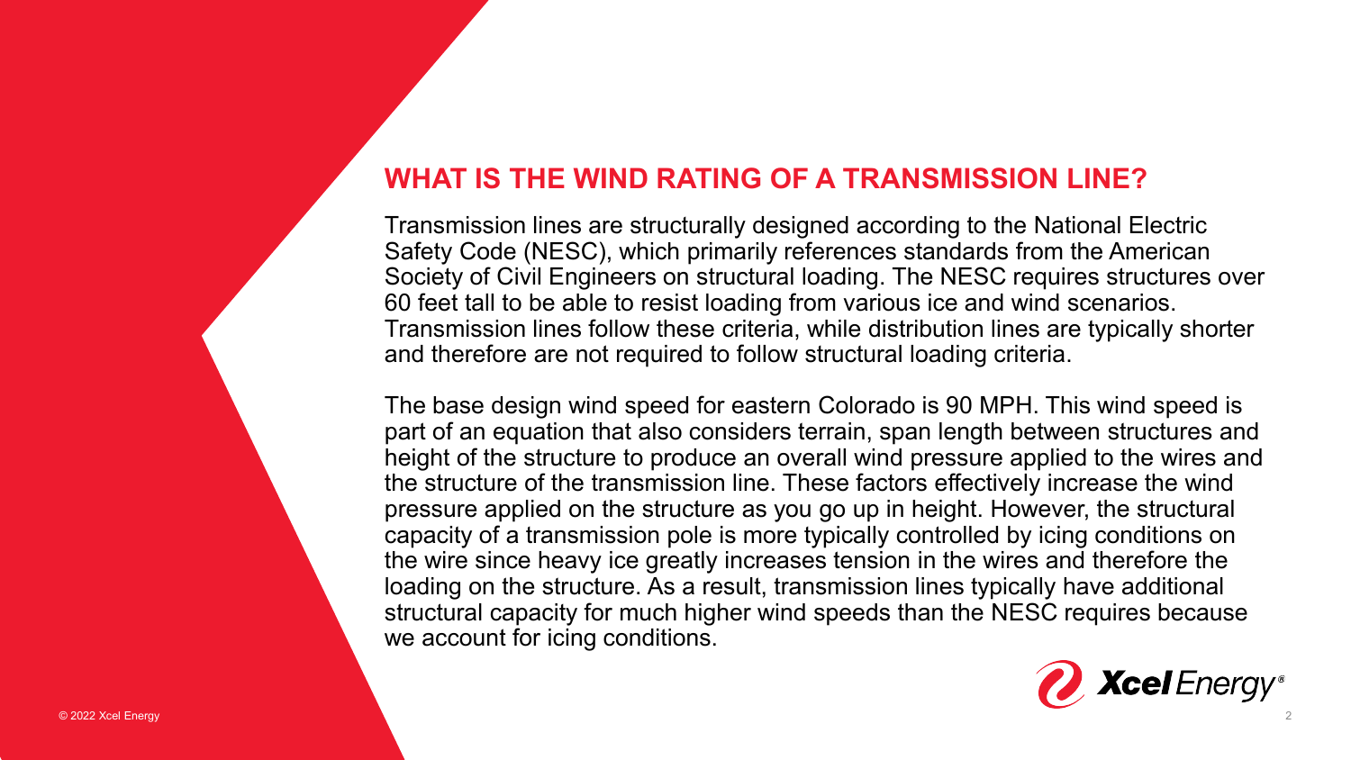## WHAT IS THE WIND RATING OF A TRANSMISSION LINE?

Transmission lines are structurally designed according to the National Electric Safety Code (NESC), which primarily references standards from the American Society of Civil Engineers on structural loading. The NESC requires structures over 60 feet tall to be able to resist loading from various ice and wind scenarios. Transmission lines follow these criteria, while distribution lines are typically shorter and therefore are not required to follow structural loading criteria.

The base design wind speed for eastern Colorado is 90 MPH. This wind speed is part of an equation that also considers terrain, span length between structures and height of the structure to produce an overall wind pressure applied to the wires and the structure of the transmission line. These factors effectively increase the wind pressure applied on the structure as you go up in height. However, the structural capacity of a transmission pole is more typically controlled by icing conditions on the wire since heavy ice greatly increases tension in the wires and therefore the loading on the structure. As a result, transmission lines typically have additional structural capacity for much higher wind speeds than the NESC requires because we account for icing conditions.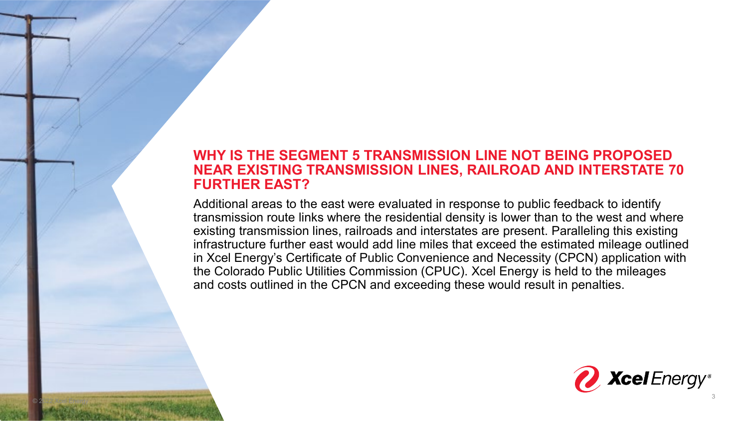## WHY IS THE SEGMENT 5 TRANSMISSION LINE NOT BEING PROPOSED NEAR EXISTING TRANSMISSION LINES, RAILROAD AND INTERSTATE 70 FURTHER EAST?

Additional areas to the east were evaluated in response to public feedback to identify transmission route links where the residential density is lower than to the west and where existing transmission lines, railroads and interstates are present. Paralleling this existing infrastructure further east would add line miles that exceed the estimated mileage outlined in Xcel Energy's Certificate of Public Convenience and Necessity (CPCN) application with the Colorado Public Utilities Commission (CPUC). Xcel Energy is held to the mileages and costs outlined in the CPCN and exceeding these would result in penalties.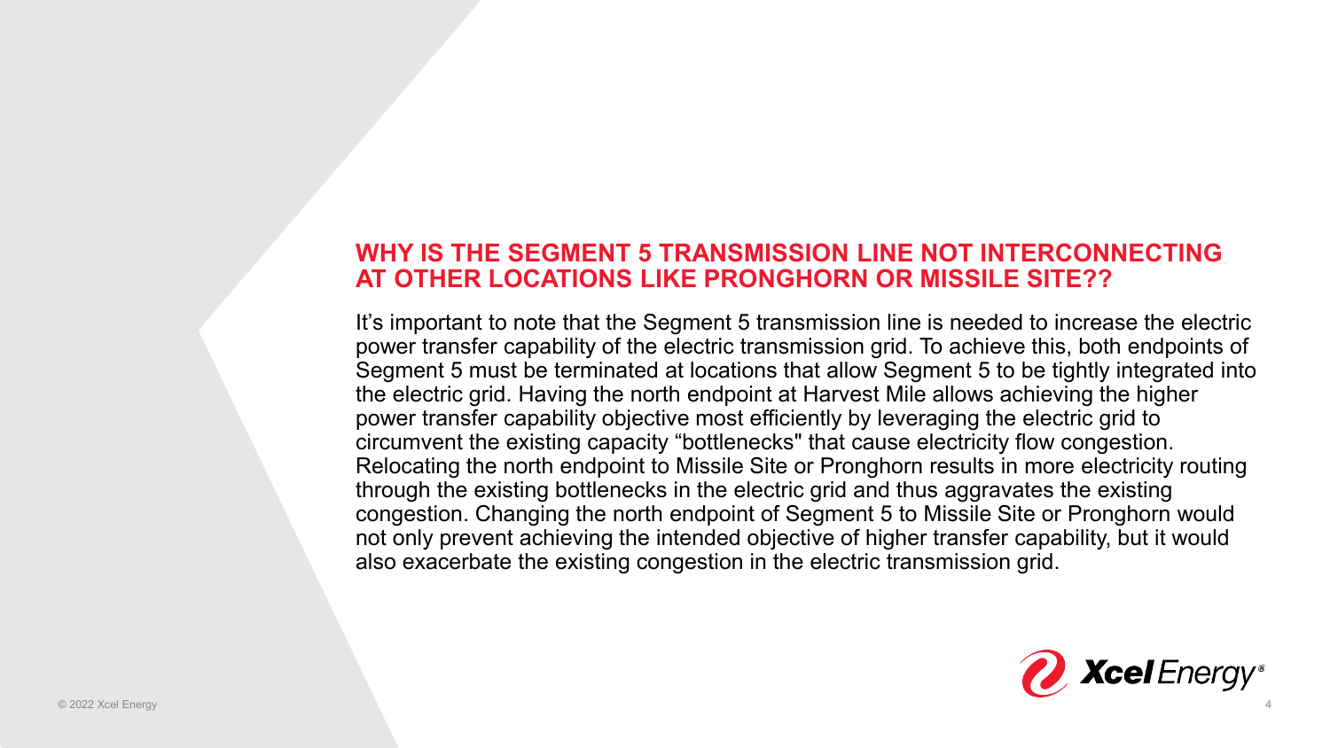## WHY IS THE SEGMENT 5 TRANSMISSION LINE NOT INTERCONNECTING AT OTHER LOCATIONS LIKE PRONGHORN OR MISSILE SITE??

It’s important to note that the Segment 5 transmission line is needed to increase the electric power transfer capability of the electric transmission grid. To achieve this, both endpoints of Segment 5 must be terminated at locations that allow Segment 5 to be tightly integrated into the electric grid. Having the north endpoint at Harvest Mile allows achieving the higher power transfer capability objective most efficiently by leveraging the electric grid to circumvent the existing capacity “bottlenecks" that cause electricity flow congestion. Relocating the north endpoint to Missile Site or Pronghorn results in more electricity routing through the existing bottlenecks in the electric grid and thus aggravates the existing congestion. Changing the north endpoint of Segment 5 to Missile Site or Pronghorn would not only prevent achieving the intended objective of higher transfer capability, but it would also exacerbate the existing congestion in the electric transmission grid.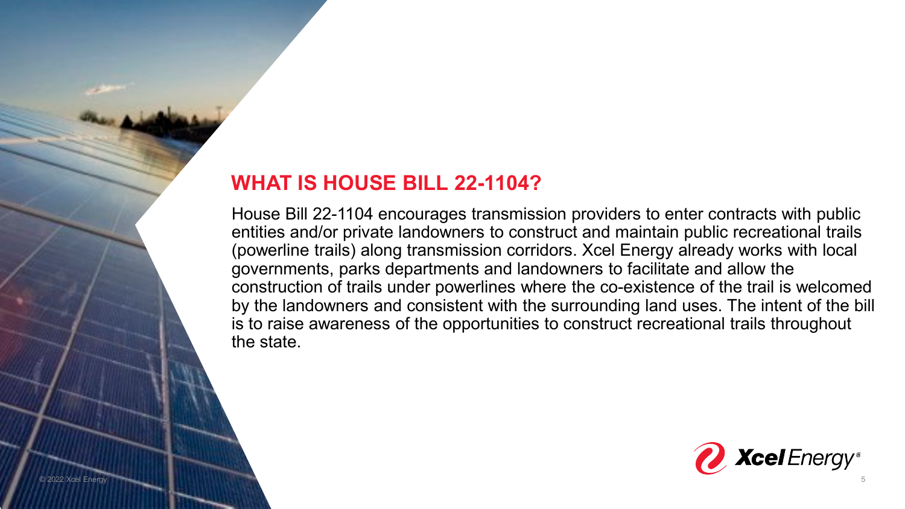## WHAT IS HOUSE BILL 22-1104?

House Bill 22-1104 encourages transmission providers to enter contracts with public entities and/or private landowners to construct and maintain public recreational trails (powerline trails) along transmission corridors. Xcel Energy already works with local governments, parks departments and landowners to facilitate and allow the construction of trails under powerlines where the co-existence of the trail is welcomed by the landowners and consistent with the surrounding land uses. The intent of the bill is to raise awareness of the opportunities to construct recreational trails throughout the state.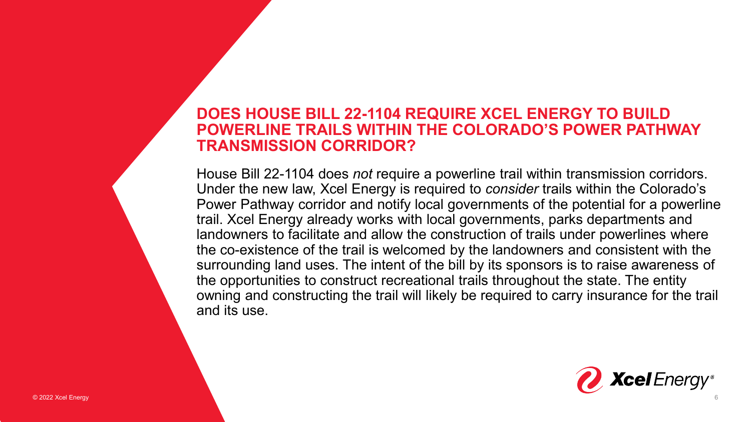## DOES HOUSE BILL 22-1104 REQUIRE XCEL ENERGY TO BUILD POWERLINE TRAILS WITHIN THE COLORADO'S POWER PATHWAY TRANSMISSION CORRIDOR?

House Bill 22-1104 does *not* require a powerline trail within transmission corridors. Under the new law, Xcel Energy is required to *consider* trails within the Colorado's Power Pathway corridor and notify local governments of the potential for a powerline trail. Xcel Energy already works with local governments, parks departments and landowners to facilitate and allow the construction of trails under powerlines where the co-existence of the trail is welcomed by the landowners and consistent with the surrounding land uses. The intent of the bill by its sponsors is to raise awareness of the opportunities to construct recreational trails throughout the state. The entity owning and constructing the trail will likely be required to carry insurance for the trail and its use.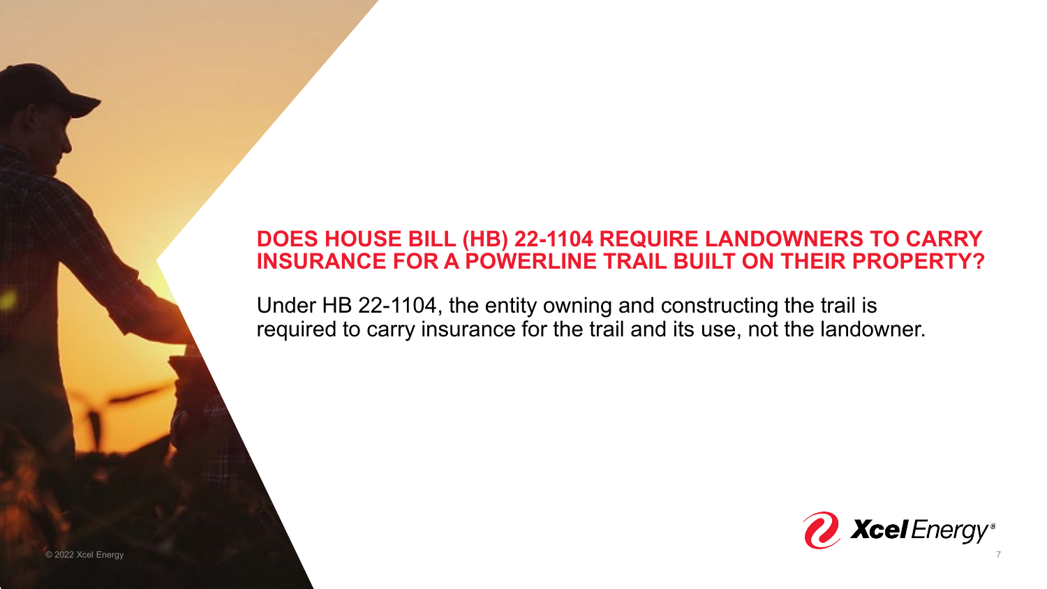## DOES HOUSE BILL (HB) 22-1104 REQUIRE LANDOWNERS TO CARRY INSURANCE FOR A POWERLINE TRAIL BUILT ON THEIR PROPERTY?

Under HB 22-1104, the entity owning and constructing the trail is required to carry insurance for the trail and its use, not the landowner.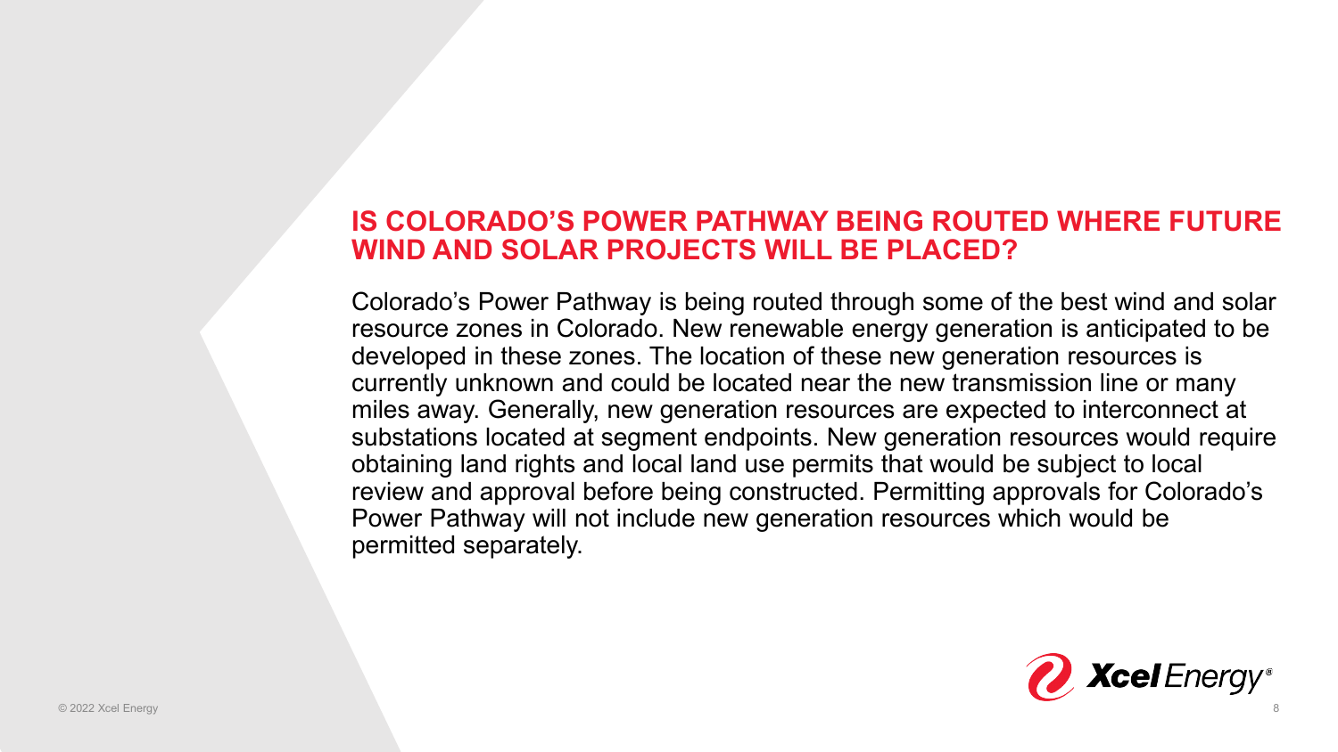## IS COLORADO'S POWER PATHWAY BEING ROUTED WHERE FUTURE WIND AND SOLAR PROJECTS WILL BE PLACED?

Colorado's Power Pathway is being routed through some of the best wind and solar resource zones in Colorado. New renewable energy generation is anticipated to be developed in these zones. The location of these new generation resources is currently unknown and could be located near the new transmission line or many miles away. Generally, new generation resources are expected to interconnect at substations located at segment endpoints. New generation resources would require obtaining land rights and local land use permits that would be subject to local review and approval before being constructed. Permitting approvals for Colorado's Power Pathway will not include new generation resources which would be permitted separately.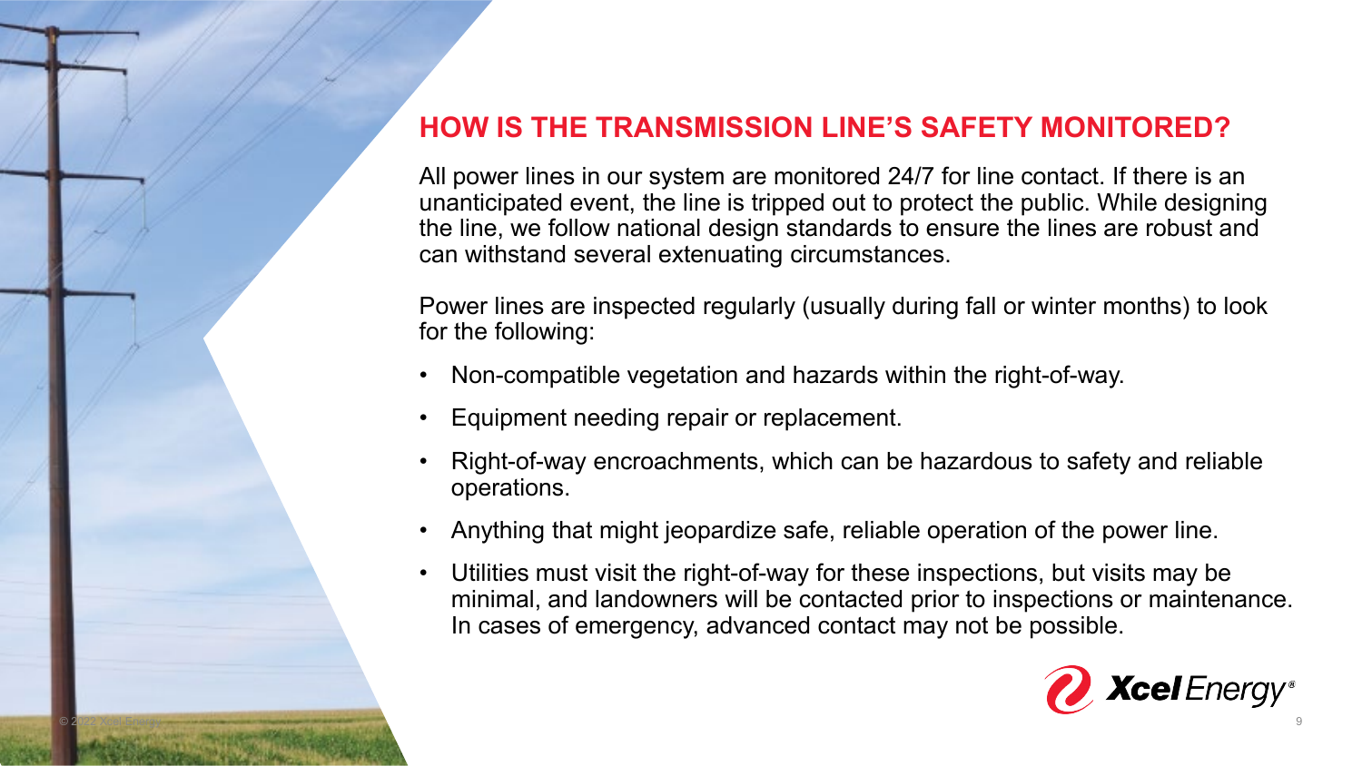## HOW IS THE TRANSMISSION LINE'S SAFETY MONITORED?

All power lines in our system are monitored 24/7 for line contact. If there is an unanticipated event, the line is tripped out to protect the public. While designing the line, we follow national design standards to ensure the lines are robust and can withstand several extenuating circumstances.

Power lines are inspected regularly (usually during fall or winter months) to look for the following:

- Non-compatible vegetation and hazards within the right-of-way.
- Equipment needing repair or replacement.
- Right-of-way encroachments, which can be hazardous to safety and reliable operations.
- Anything that might jeopardize safe, reliable operation of the power line.
- Utilities must visit the right-of-way for these inspections, but visits may be minimal, and landowners will be contacted prior to inspections or maintenance. In cases of emergency, advanced contact may not be possible.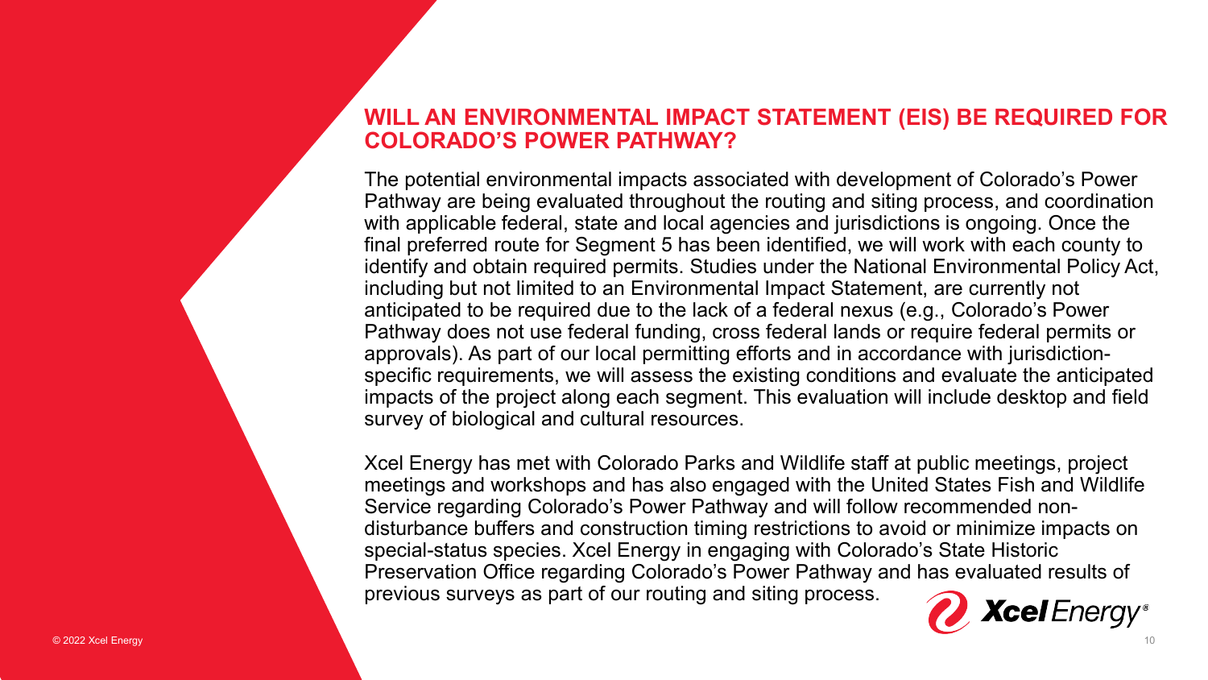## WILL AN ENVIRONMENTAL IMPACT STATEMENT (EIS) BE REQUIRED FOR COLORADO'S POWER PATHWAY?

The potential environmental impacts associated with development of Colorado's Power Pathway are being evaluated throughout the routing and siting process, and coordination with applicable federal, state and local agencies and jurisdictions is ongoing. Once the final preferred route for Segment 5 has been identified, we will work with each county to identify and obtain required permits. Studies under the National Environmental Policy Act, including but not limited to an Environmental Impact Statement, are currently not anticipated to be required due to the lack of a federal nexus (e.g., Colorado's Power Pathway does not use federal funding, cross federal lands or require federal permits or approvals). As part of our local permitting efforts and in accordance with jurisdiction-specific requirements, we will assess the existing conditions and evaluate the anticipated impacts of the project along each segment. This evaluation will include desktop and field survey of biological and cultural resources.

Xcel Energy has met with Colorado Parks and Wildlife staff at public meetings, project meetings and workshops and has also engaged with the United States Fish and Wildlife Service regarding Colorado's Power Pathway and will follow recommended non-disturbance buffers and construction timing restrictions to avoid or minimize impacts on special-status species. Xcel Energy in engaging with Colorado's State Historic Preservation Office regarding Colorado's Power Pathway and has evaluated results of previous surveys as part of our routing and siting process.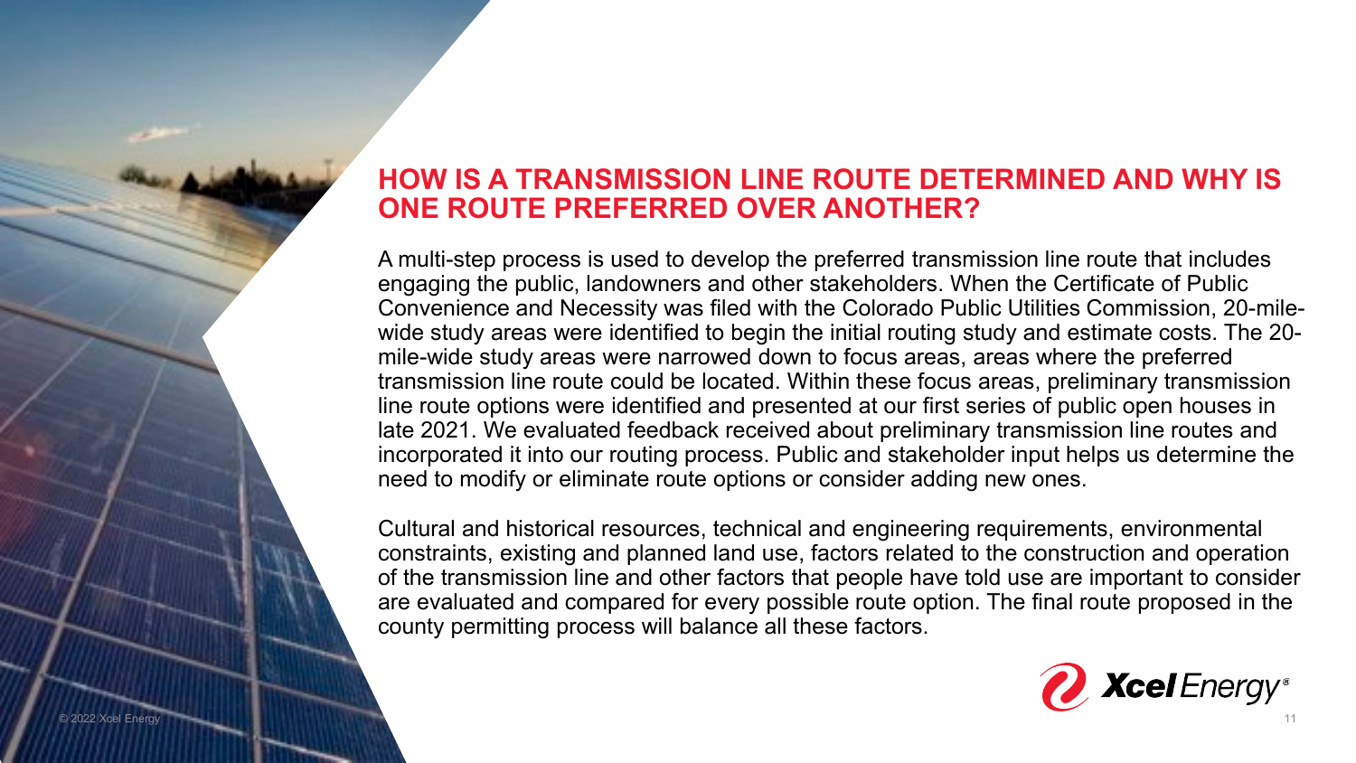## HOW IS A TRANSMISSION LINE ROUTE DETERMINED AND WHY IS ONE ROUTE PREFERRED OVER ANOTHER?

A multi-step process is used to develop the preferred transmission line route that includes engaging the public, landowners and other stakeholders. When the Certificate of Public Convenience and Necessity was filed with the Colorado Public Utilities Commission, 20-mile-wide study areas were identified to begin the initial routing study and estimate costs. The 20-mile-wide study areas were narrowed down to focus areas, areas where the preferred transmission line route could be located. Within these focus areas, preliminary transmission line route options were identified and presented at our first series of public open houses in late 2021. We evaluated feedback received about preliminary transmission line routes and incorporated it into our routing process. Public and stakeholder input helps us determine the need to modify or eliminate route options or consider adding new ones.

Cultural and historical resources, technical and engineering requirements, environmental constraints, existing and planned land use, factors related to the construction and operation of the transmission line and other factors that people have told use are important to consider are evaluated and compared for every possible route option. The final route proposed in the county permitting process will balance all these factors.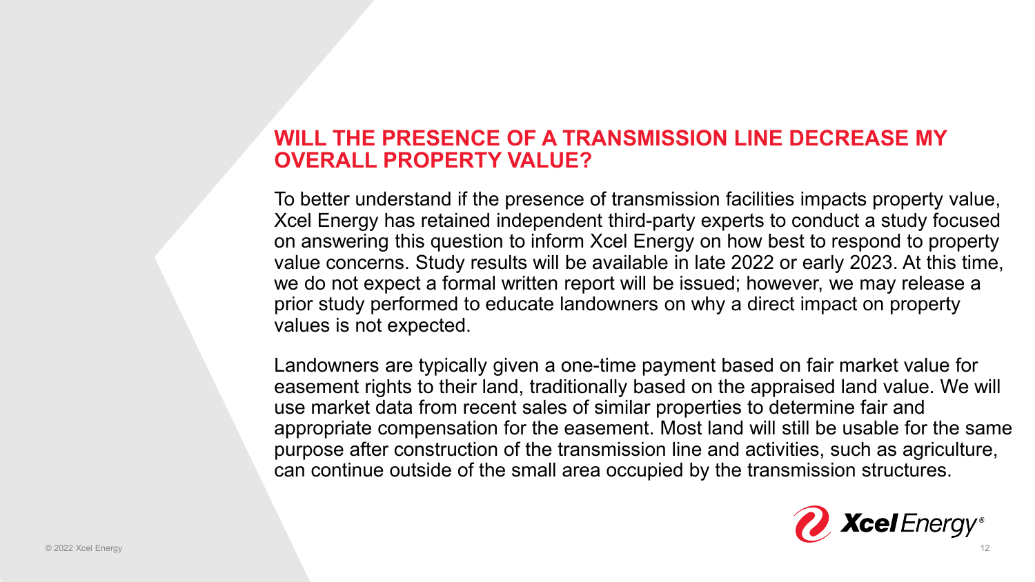## WILL THE PRESENCE OF A TRANSMISSION LINE DECREASE MY OVERALL PROPERTY VALUE?

To better understand if the presence of transmission facilities impacts property value, Xcel Energy has retained independent third-party experts to conduct a study focused on answering this question to inform Xcel Energy on how best to respond to property value concerns. Study results will be available in late 2022 or early 2023. At this time, we do not expect a formal written report will be issued; however, we may release a prior study performed to educate landowners on why a direct impact on property values is not expected.

Landowners are typically given a one-time payment based on fair market value for easement rights to their land, traditionally based on the appraised land value. We will use market data from recent sales of similar properties to determine fair and appropriate compensation for the easement. Most land will still be usable for the same purpose after construction of the transmission line and activities, such as agriculture, can continue outside of the small area occupied by the transmission structures.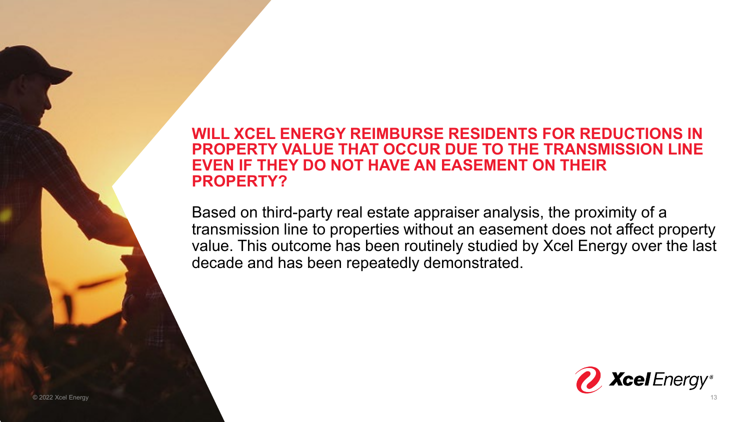## WILL XCEL ENERGY REIMBURSE RESIDENTS FOR REDUCTIONS IN PROPERTY VALUE THAT OCCUR DUE TO THE TRANSMISSION LINE EVEN IF THEY DO NOT HAVE AN EASEMENT ON THEIR PROPERTY?

Based on third-party real estate appraiser analysis, the proximity of a transmission line to properties without an easement does not affect property value. This outcome has been routinely studied by Xcel Energy over the last decade and has been repeatedly demonstrated.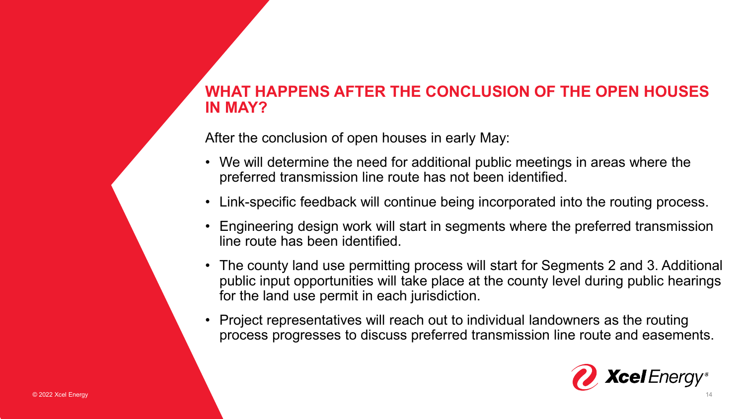## WHAT HAPPENS AFTER THE CONCLUSION OF THE OPEN HOUSES IN MAY?

After the conclusion of open houses in early May:

- We will determine the need for additional public meetings in areas where the preferred transmission line route has not been identified.
- Link-specific feedback will continue being incorporated into the routing process.
- Engineering design work will start in segments where the preferred transmission line route has been identified.
- The county land use permitting process will start for Segments 2 and 3. Additional public input opportunities will take place at the county level during public hearings for the land use permit in each jurisdiction.
- Project representatives will reach out to individual landowners as the routing process progresses to discuss preferred transmission line route and easements.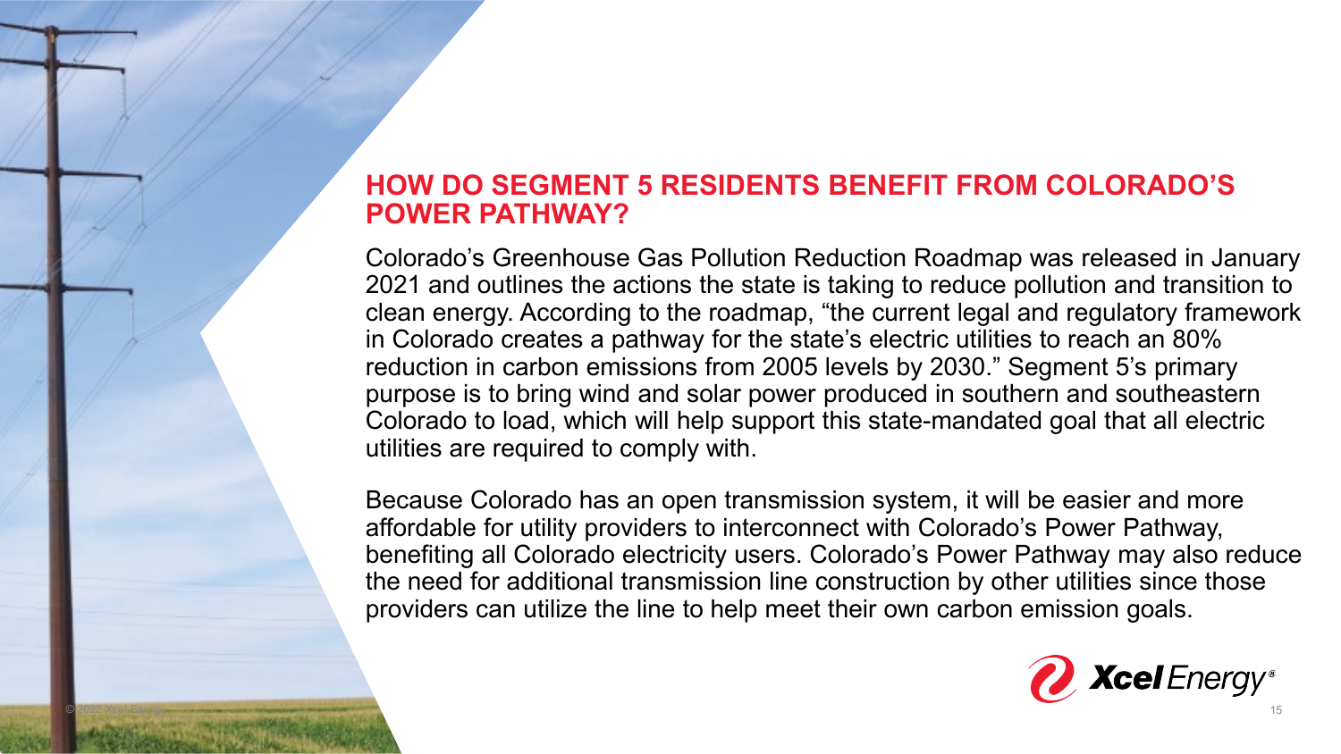## HOW DO SEGMENT 5 RESIDENTS BENEFIT FROM COLORADO'S POWER PATHWAY?

Colorado's Greenhouse Gas Pollution Reduction Roadmap was released in January 2021 and outlines the actions the state is taking to reduce pollution and transition to clean energy. According to the roadmap, "the current legal and regulatory framework in Colorado creates a pathway for the state's electric utilities to reach an 80% reduction in carbon emissions from 2005 levels by 2030." Segment 5's primary purpose is to bring wind and solar power produced in southern and southeastern Colorado to load, which will help support this state-mandated goal that all electric utilities are required to comply with.

Because Colorado has an open transmission system, it will be easier and more affordable for utility providers to interconnect with Colorado's Power Pathway, benefiting all Colorado electricity users. Colorado's Power Pathway may also reduce the need for additional transmission line construction by other utilities since those providers can utilize the line to help meet their own carbon emission goals.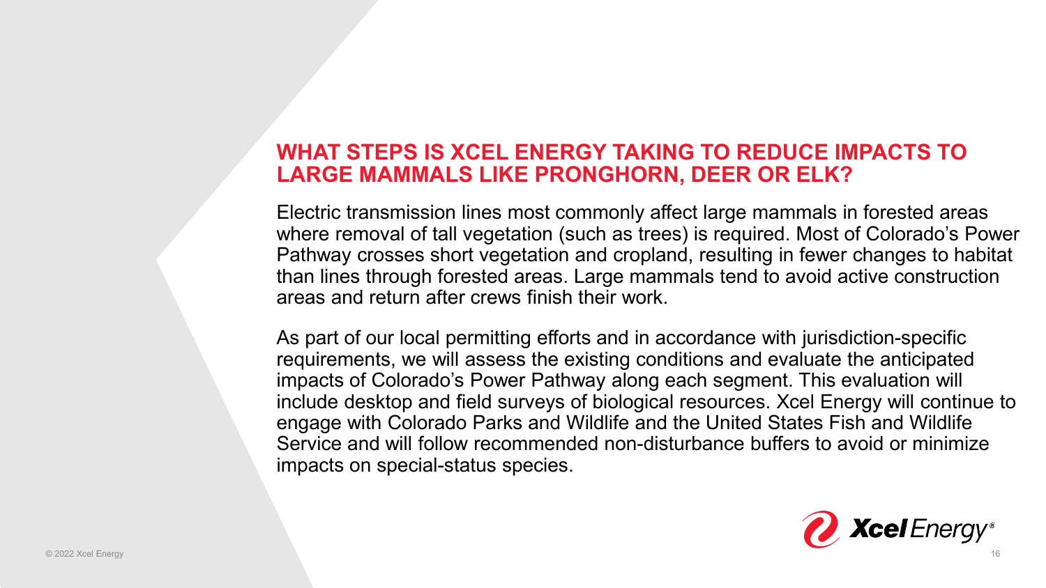## WHAT STEPS IS XCEL ENERGY TAKING TO REDUCE IMPACTS TO LARGE MAMMALS LIKE PRONGHORN, DEER OR ELK?

Electric transmission lines most commonly affect large mammals in forested areas where removal of tall vegetation (such as trees) is required. Most of Colorado's Power Pathway crosses short vegetation and cropland, resulting in fewer changes to habitat than lines through forested areas. Large mammals tend to avoid active construction areas and return after crews finish their work.

As part of our local permitting efforts and in accordance with jurisdiction-specific requirements, we will assess the existing conditions and evaluate the anticipated impacts of Colorado's Power Pathway along each segment. This evaluation will include desktop and field surveys of biological resources. Xcel Energy will continue to engage with Colorado Parks and Wildlife and the United States Fish and Wildlife Service and will follow recommended non-disturbance buffers to avoid or minimize impacts on special-status species.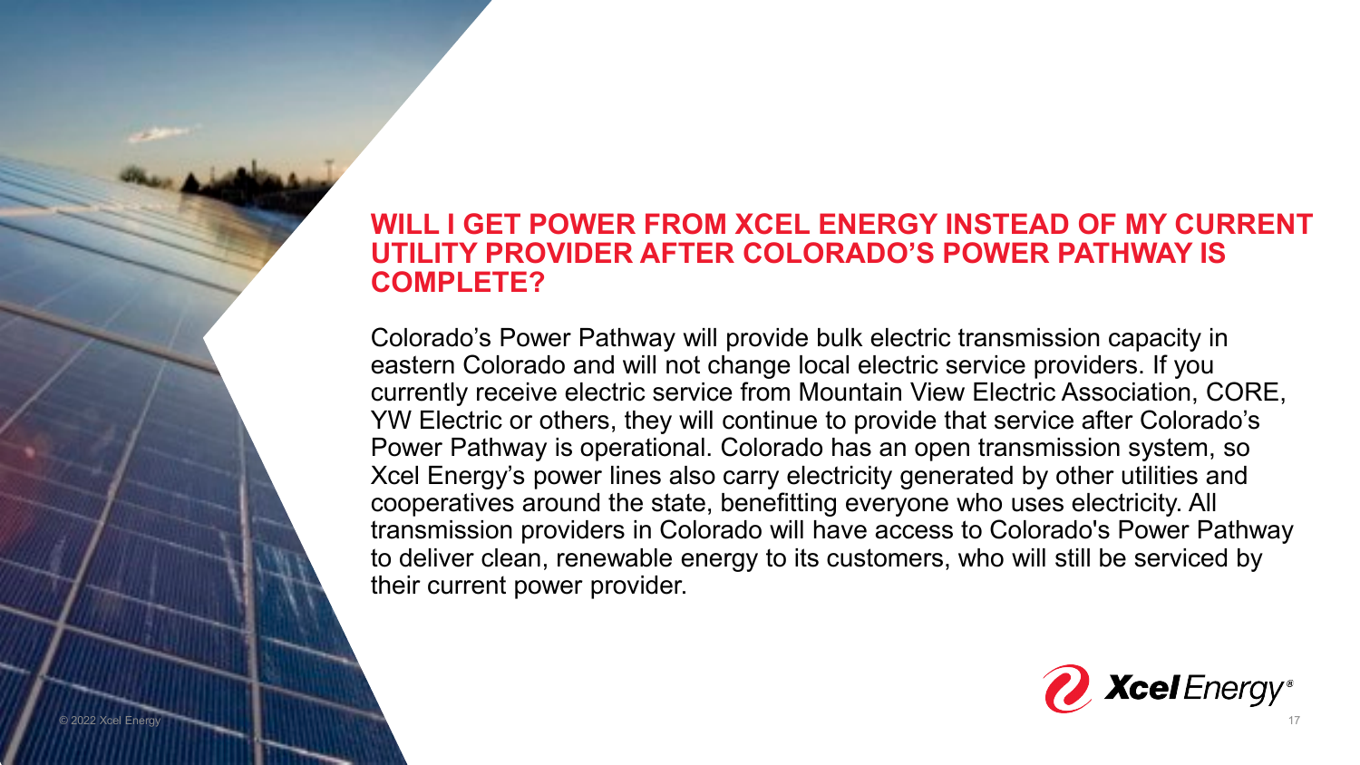## WILL I GET POWER FROM XCEL ENERGY INSTEAD OF MY CURRENT UTILITY PROVIDER AFTER COLORADO'S POWER PATHWAY IS COMPLETE?

Colorado's Power Pathway will provide bulk electric transmission capacity in eastern Colorado and will not change local electric service providers. If you currently receive electric service from Mountain View Electric Association, CORE, YW Electric or others, they will continue to provide that service after Colorado's Power Pathway is operational. Colorado has an open transmission system, so Xcel Energy's power lines also carry electricity generated by other utilities and cooperatives around the state, benefitting everyone who uses electricity. All transmission providers in Colorado will have access to Colorado's Power Pathway to deliver clean, renewable energy to its customers, who will still be serviced by their current power provider.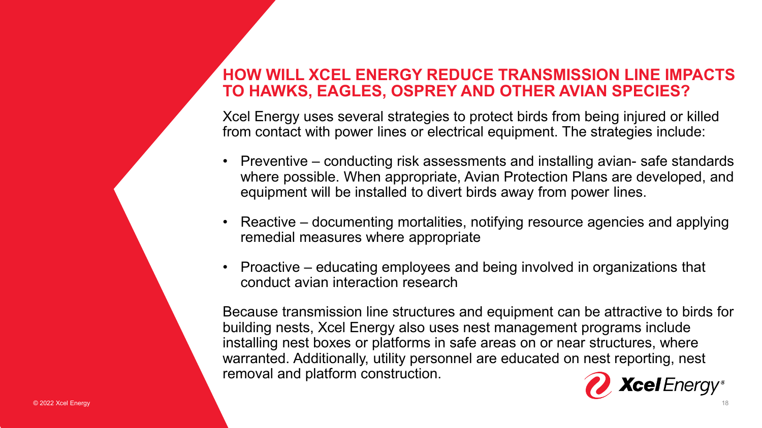## HOW WILL XCEL ENERGY REDUCE TRANSMISSION LINE IMPACTS TO HAWKS, EAGLES, OSPREY AND OTHER AVIAN SPECIES?

Xcel Energy uses several strategies to protect birds from being injured or killed from contact with power lines or electrical equipment. The strategies include:

- Preventive – conducting risk assessments and installing avian- safe standards where possible. When appropriate, Avian Protection Plans are developed, and equipment will be installed to divert birds away from power lines.
- Reactive – documenting mortalities, notifying resource agencies and applying remedial measures where appropriate
- Proactive – educating employees and being involved in organizations that conduct avian interaction research

Because transmission line structures and equipment can be attractive to birds for building nests, Xcel Energy also uses nest management programs include installing nest boxes or platforms in safe areas on or near structures, where warranted. Additionally, utility personnel are educated on nest reporting, nest removal and platform construction.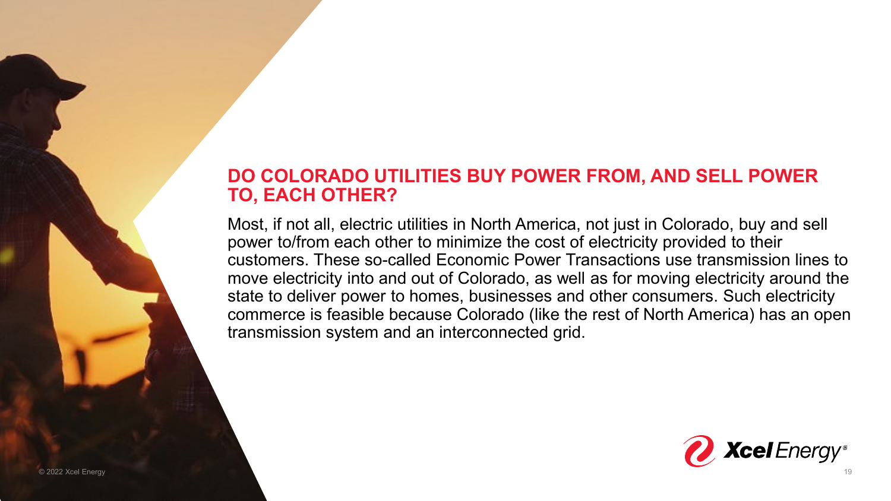## DO COLORADO UTILITIES BUY POWER FROM, AND SELL POWER TO, EACH OTHER?

Most, if not all, electric utilities in North America, not just in Colorado, buy and sell power to/from each other to minimize the cost of electricity provided to their customers. These so-called Economic Power Transactions use transmission lines to move electricity into and out of Colorado, as well as for moving electricity around the state to deliver power to homes, businesses and other consumers. Such electricity commerce is feasible because Colorado (like the rest of North America) has an open transmission system and an interconnected grid.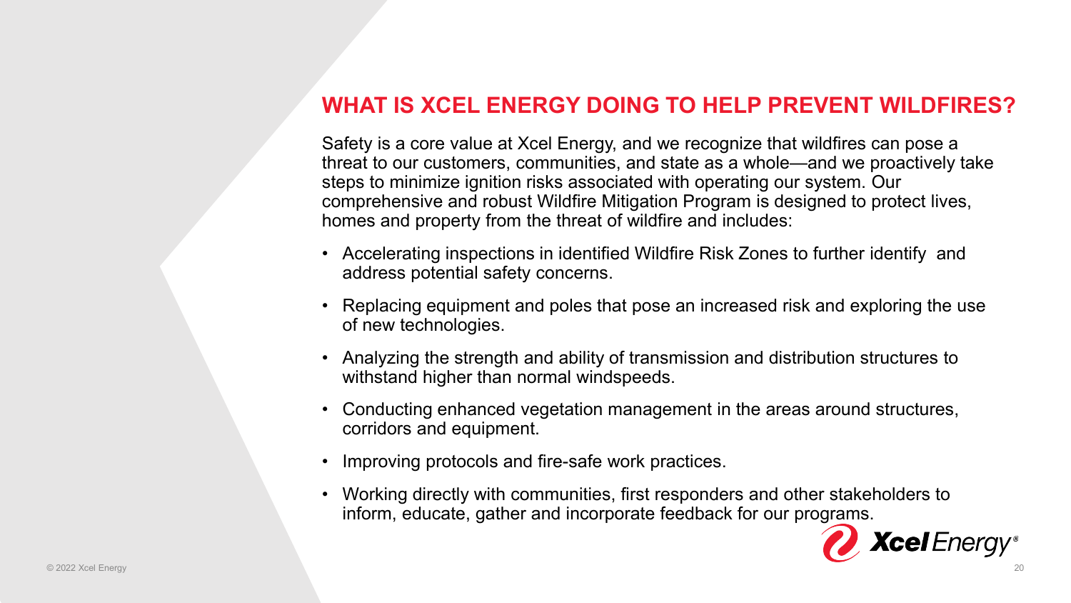## WHAT IS XCEL ENERGY DOING TO HELP PREVENT WILDFIRES?

Safety is a core value at Xcel Energy, and we recognize that wildfires can pose a threat to our customers, communities, and state as a whole—and we proactively take steps to minimize ignition risks associated with operating our system. Our comprehensive and robust Wildfire Mitigation Program is designed to protect lives, homes and property from the threat of wildfire and includes:

- Accelerating inspections in identified Wildfire Risk Zones to further identify and address potential safety concerns.
- Replacing equipment and poles that pose an increased risk and exploring the use of new technologies.
- Analyzing the strength and ability of transmission and distribution structures to withstand higher than normal windspeeds.
- Conducting enhanced vegetation management in the areas around structures, corridors and equipment.
- Improving protocols and fire-safe work practices.
- Working directly with communities, first responders and other stakeholders to inform, educate, gather and incorporate feedback for our programs.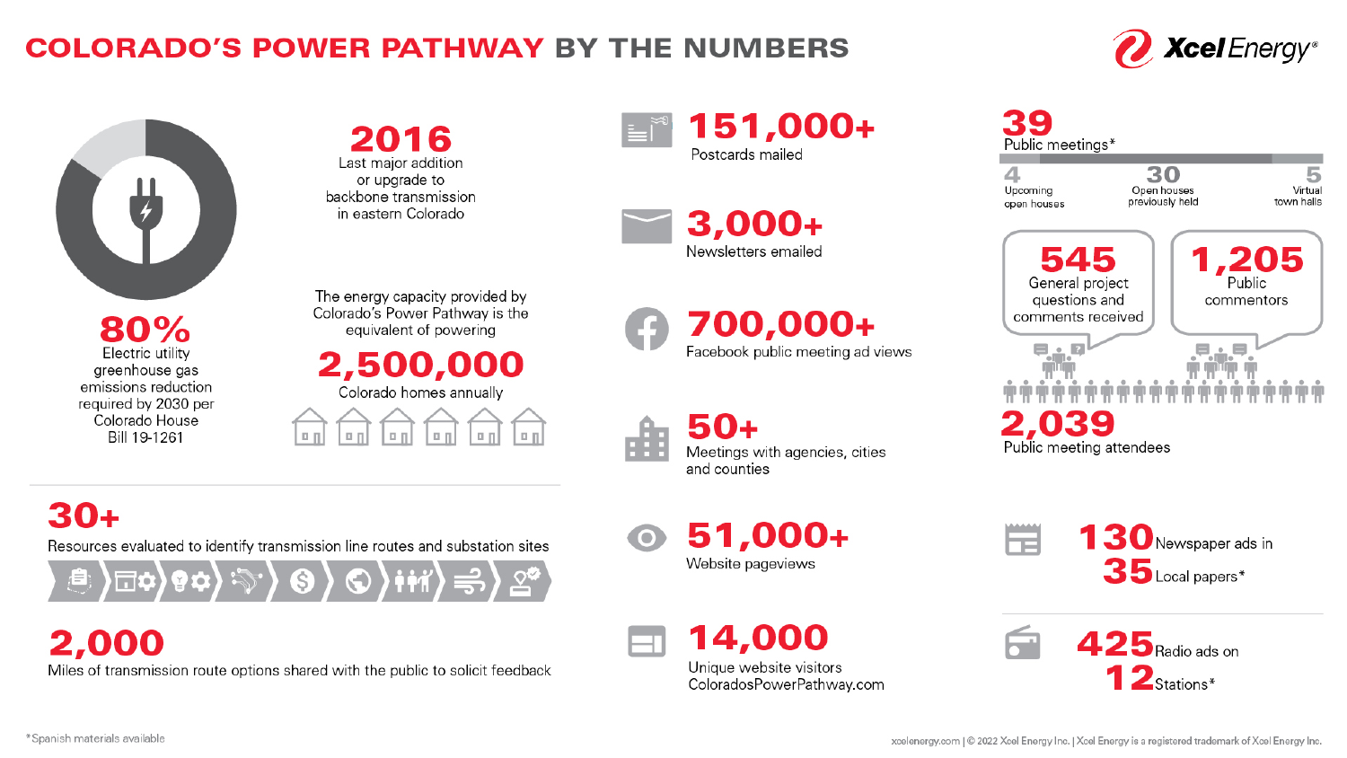# COLORADO'S POWER PATHWAY BY THE NUMBERS

**80%**
Electric utility greenhouse gas emissions reduction required by 2030 per Colorado House Bill 19-1261

**2016**
Last major addition or upgrade to backbone transmission in eastern Colorado

The energy capacity provided by Colorado's Power Pathway is the equivalent of powering
**2,500,000**
Colorado homes annually

**30+**
Resources evaluated to identify transmission line routes and substation sites

**2,000**
Miles of transmission route options shared with the public to solicit feedback

**151,000+**
Postcards mailed

**3,000+**
Newsletters emailed

**700,000+**
Facebook public meeting ad views

**50+**
Meetings with agencies, cities and counties

**51,000+**
Website pageviews

**14,000**
Unique website visitors
ColoradosPowerPathway.com

**39**
Public meetings*

- **4** Upcoming open houses
- **30** Open houses previously held
- **5** Virtual town halls

**545**
General project questions and comments received

**1,205**
Public commentors

**2,039**
Public meeting attendees

**130** Newspaper ads in **35** Local papers*

**425** Radio ads on **12** Stations*

*Spanish materials available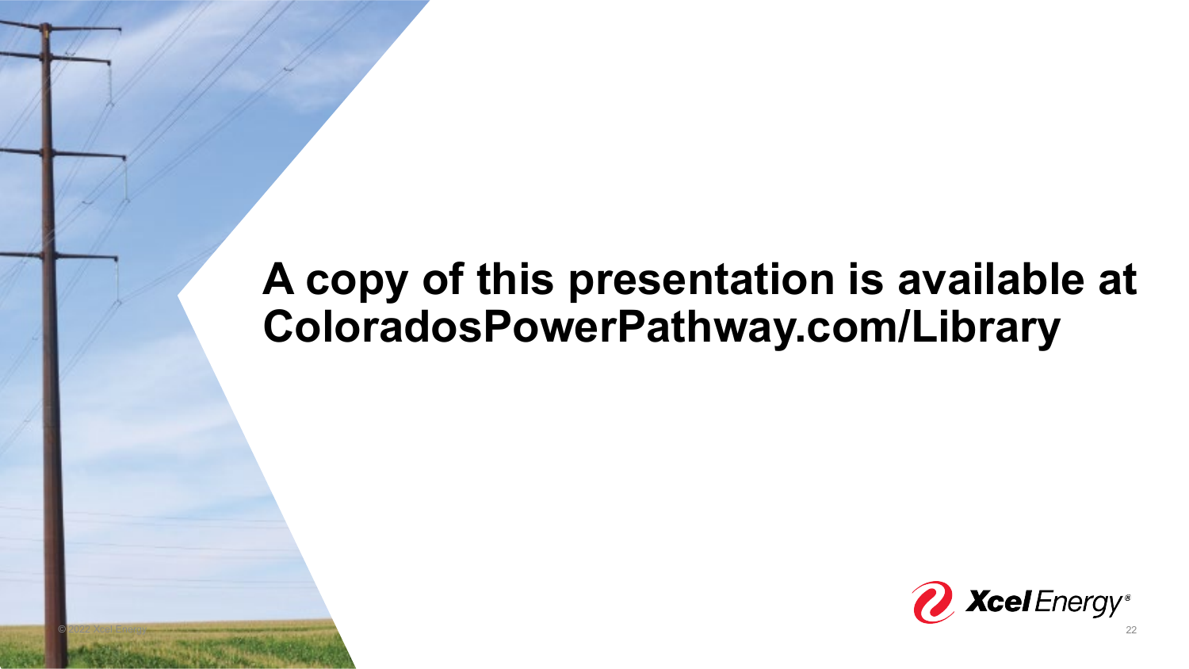# A copy of this presentation is available at ColoradosPowerPathway.com/Library